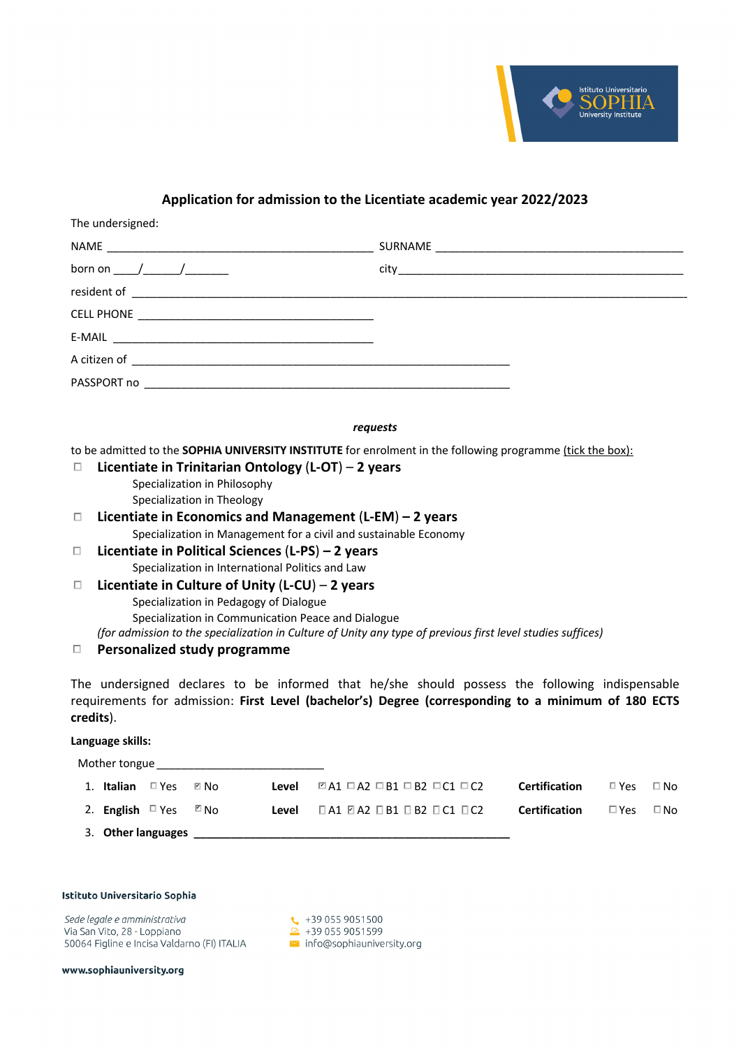## Application for admission to the Licentiate academic year 2022/2023

The undersigned:

NAME ___________________________________________ SURNAME ________________________________________

born on ____/______/_______ city_______________________________________________

resident of ____________________________________________________________________________________

CELL PHONE ______________________________________

E-MAIL ___________________________________________

A citizen of _______________________________________________________________

PASSPORT no ____________________________________________________________

***requests***

to be admitted to the **SOPHIA UNIVERSITY INSTITUTE** for enrolment in the following programme (tick the box):

- ☐ **Licentiate in Trinitarian Ontology (L-OT) – 2 years**
  - Specialization in Philosophy
  - Specialization in Theology
- ☐ **Licentiate in Economics and Management (L-EM) – 2 years**
  - Specialization in Management for a civil and sustainable Economy
- ☐ **Licentiate in Political Sciences (L-PS) – 2 years**
  - Specialization in International Politics and Law
- ☐ **Licentiate in Culture of Unity (L-CU) – 2 years**
  - Specialization in Pedagogy of Dialogue
  - Specialization in Communication Peace and Dialogue

  *(for admission to the specialization in Culture of Unity any type of previous first level studies suffices)*
- ☐ **Personalized study programme**

The undersigned declares to be informed that he/she should possess the following indispensable requirements for admission: **First Level (bachelor's) Degree (corresponding to a minimum of 180 ECTS credits**).

**Language skills:**

Mother tongue ___________________________

1. **Italian** ☐ Yes ☑ No **Level** ☑ A1 ☐ A2 ☐ B1 ☐ B2 ☐ C1 ☐ C2 **Certification** ☐ Yes ☐ No
2. **English** ☐ Yes ☑ No **Level** ☐ A1 ☑ A2 ☐ B1 ☐ B2 ☐ C1 ☐ C2 **Certification** ☐ Yes ☐ No
3. **Other languages** ___________________________________________________

**Istituto Universitario Sophia**

*Sede legale e amministrativa*
Via San Vito, 28 - Loppiano
50064 Figline e Incisa Valdarno (FI) ITALIA

+39 055 9051500
+39 055 9051599
info@sophiauniversity.org

**www.sophiauniversity.org**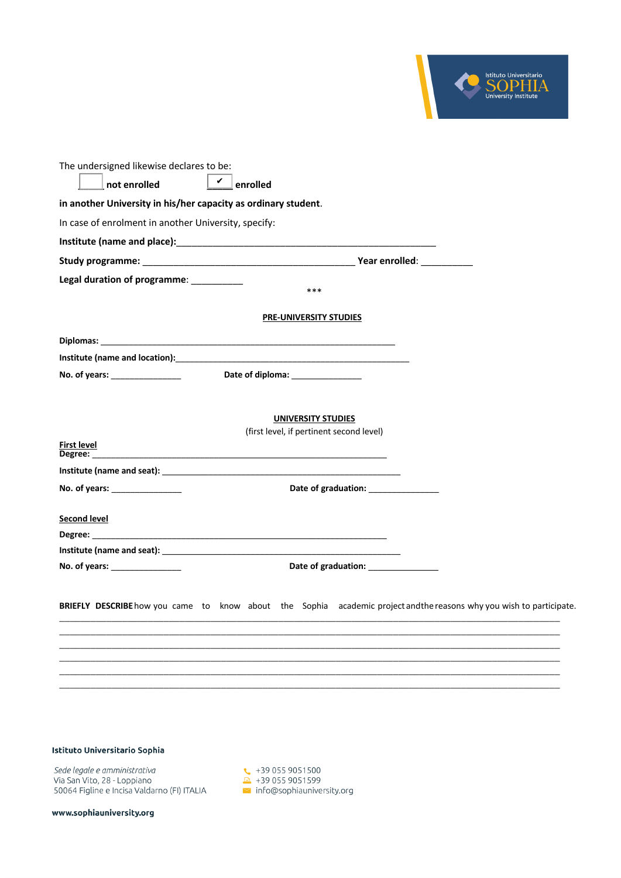The undersigned likewise declares to be:

☐ **not enrolled** ☑ **enrolled**

**in another University in his/her capacity as ordinary student**.

In case of enrolment in another University, specify:

**Institute (name and place):**_______________________________________________________

**Study programme:** _____________________________________________ **Year enrolled**: __________

**Legal duration of programme**: __________

\*\*\*

**PRE-UNIVERSITY STUDIES**

**Diplomas:** ______________________________________________________________

**Institute (name and location):**_____________________________________________

**No. of years:** ______________ **Date of diploma:** ______________

**UNIVERSITY STUDIES**

(first level, if pertinent second level)

**First level**

**Degree:** ______________________________________________________________

**Institute (name and seat):** _______________________________________________

**No. of years:** ______________ **Date of graduation:** ______________

**Second level**

**Degree:** ______________________________________________________________

**Institute (name and seat):** _______________________________________________

**No. of years:** ______________ **Date of graduation:** ______________

**BRIEFLY DESCRIBE** how you came to know about the Sophia academic project and the reasons why you wish to participate.

____________________________________________________________________________________________

____________________________________________________________________________________________

____________________________________________________________________________________________

____________________________________________________________________________________________

____________________________________________________________________________________________

____________________________________________________________________________________________

**Istituto Universitario Sophia**

*Sede legale e amministrativa*
Via San Vito, 28 - Loppiano
50064 Figline e Incisa Valdarno (FI) ITALIA

+39 055 9051500
+39 055 9051599
info@sophiauniversity.org

**www.sophiauniversity.org**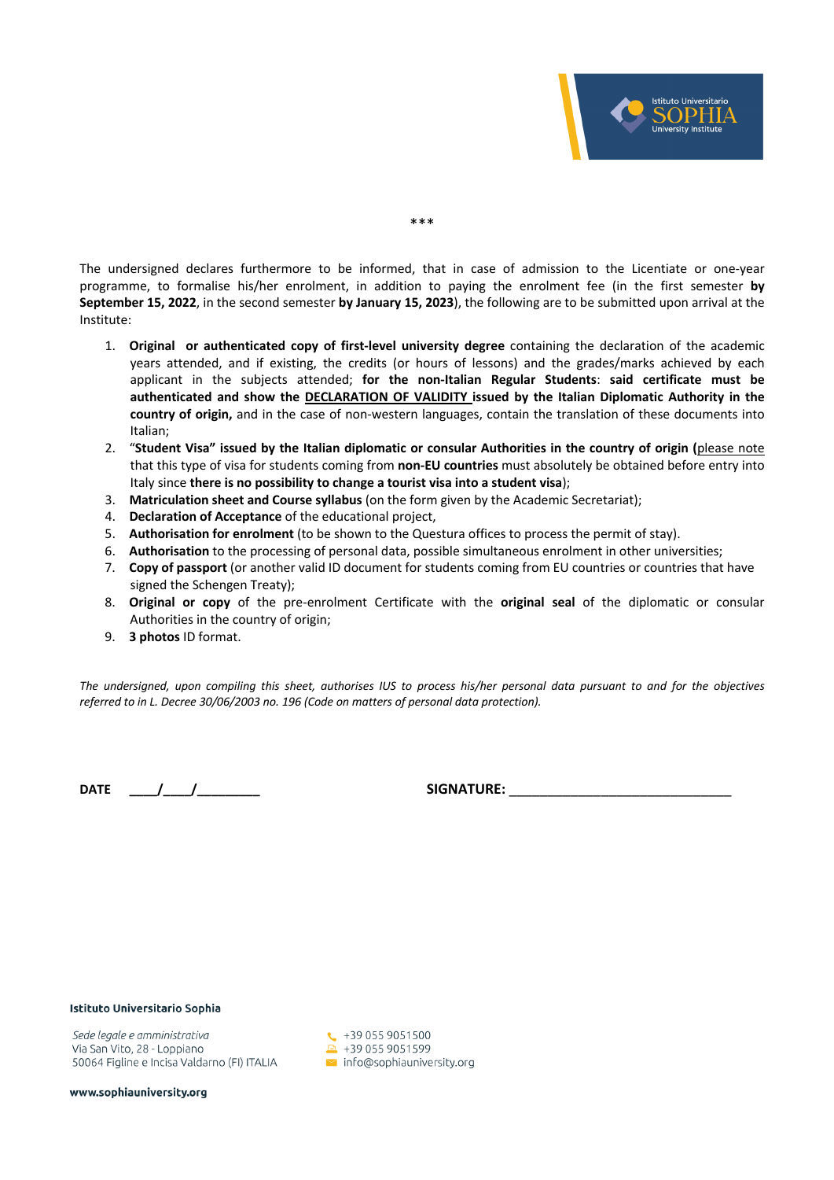\*\*\*

The undersigned declares furthermore to be informed, that in case of admission to the Licentiate or one-year programme, to formalise his/her enrolment, in addition to paying the enrolment fee (in the first semester **by September 15, 2022**, in the second semester **by January 15, 2023**), the following are to be submitted upon arrival at the Institute:

1. **Original or authenticated copy of first-level university degree** containing the declaration of the academic years attended, and if existing, the credits (or hours of lessons) and the grades/marks achieved by each applicant in the subjects attended; **for the non-Italian Regular Students**: **said certificate must be authenticated and show the <u>DECLARATION OF VALIDITY</u> issued by the Italian Diplomatic Authority in the country of origin,** and in the case of non-western languages, contain the translation of these documents into Italian;
2. "**Student Visa" issued by the Italian diplomatic or consular Authorities in the country of origin (**<u>please note</u> that this type of visa for students coming from **non-EU countries** must absolutely be obtained before entry into Italy since **there is no possibility to change a tourist visa into a student visa**);
3. **Matriculation sheet and Course syllabus** (on the form given by the Academic Secretariat);
4. **Declaration of Acceptance** of the educational project,
5. **Authorisation for enrolment** (to be shown to the Questura offices to process the permit of stay).
6. **Authorisation** to the processing of personal data, possible simultaneous enrolment in other universities;
7. **Copy of passport** (or another valid ID document for students coming from EU countries or countries that have signed the Schengen Treaty);
8. **Original or copy** of the pre-enrolment Certificate with the **original seal** of the diplomatic or consular Authorities in the country of origin;
9. **3 photos** ID format.

*The undersigned, upon compiling this sheet, authorises IUS to process his/her personal data pursuant to and for the objectives referred to in L. Decree 30/06/2003 no. 196 (Code on matters of personal data protection).*

**DATE** \_\_\_\_/\_\_\_\_/\_\_\_\_\_\_\_\_\_ **SIGNATURE:** \_\_\_\_\_\_\_\_\_\_\_\_\_\_\_\_\_\_\_\_\_\_\_\_\_\_\_\_\_\_\_